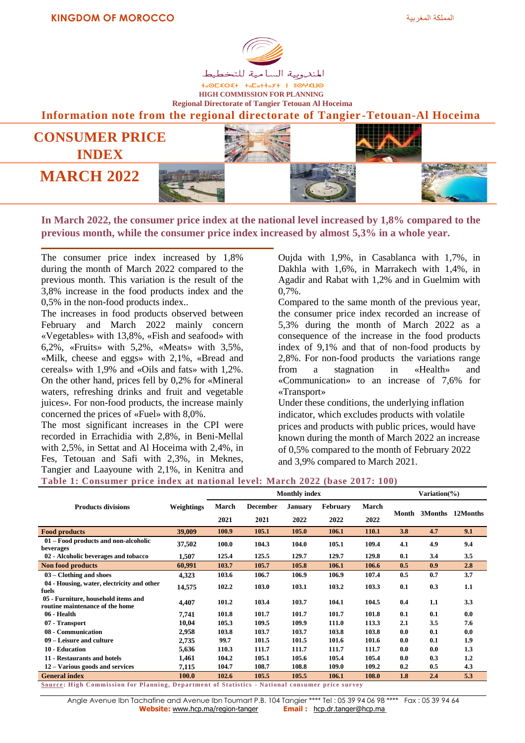KINGDOM OF MOROCCO

المملكة المغربية

المندوبية السامية للتخطيط

ⵜⴰⵎⵓⵔⵜ ⵜⴰⵏⴰⵎⵓⵙⵜ ⵉ ⵓⵙⵏⴼⵍⵓⵍ

HIGH COMMISSION FOR PLANNING

Regional Directorate of Tangier Tetouan Al Hoceima

**Information note from the regional directorate of Tangier-Tetouan-Al Hoceima**

# CONSUMER PRICE INDEX

# MARCH 2022

**In March 2022, the consumer price index at the national level increased by 1,8% compared to the previous month, while the consumer price index increased by almost 5,3% in a whole year.**

The consumer price index increased by 1,8% during the month of March 2022 compared to the previous month. This variation is the result of the 3,8% increase in the food products index and the 0,5% in the non-food products index..

The increases in food products observed between February and March 2022 mainly concern «Vegetables» with 13,8%, «Fish and seafood» with 6,2%, «Fruits» with 5,2%, «Meats» with 3,5%, «Milk, cheese and eggs» with 2,1%, «Bread and cereals» with 1,9% and «Oils and fats» with 1,2%. On the other hand, prices fell by 0,2% for «Mineral waters, refreshing drinks and fruit and vegetable juices». For non-food products, the increase mainly concerned the prices of «Fuel» with 8,0%.

The most significant increases in the CPI were recorded in Errachidia with 2,8%, in Beni-Mellal with 2,5%, in Settat and Al Hoceima with 2,4%, in Fes, Tetouan and Safi with 2,3%, in Meknes, Tangier and Laayoune with 2,1%, in Kenitra and Oujda with 1,9%, in Casablanca with 1,7%, in Dakhla with 1,6%, in Marrakech with 1,4%, in Agadir and Rabat with 1,2% and in Guelmim with 0,7%.

Compared to the same month of the previous year, the consumer price index recorded an increase of 5,3% during the month of March 2022 as a consequence of the increase in the food products index of 9,1% and that of non-food products by 2,8%. For non-food products the variations range from a stagnation in «Health» and «Communication» to an increase of 7,6% for «Transport»

Under these conditions, the underlying inflation indicator, which excludes products with volatile prices and products with public prices, would have known during the month of March 2022 an increase of 0,5% compared to the month of February 2022 and 3,9% compared to March 2021.

**Table 1: Consumer price index at national level: March 2022 (base 2017: 100)**

| Products divisions | Weightings | Monthly index | | | | | Variation(%) | | |
|---|---|---|---|---|---|---|---|---|---|
| | | March 2021 | December 2021 | January 2022 | February 2022 | March 2022 | Month | 3Months | 12Months |
| **Food products** | **39,009** | **100.9** | **105.1** | **105.0** | **106.1** | **110.1** | **3.8** | **4.7** | **9.1** |
| 01 – Food products and non-alcoholic beverages | 37,502 | 100.0 | 104.3 | 104.0 | 105.1 | 109.4 | 4.1 | 4.9 | 9.4 |
| 02 - Alcoholic beverages and tobacco | 1,507 | 125.4 | 125.5 | 129.7 | 129.7 | 129.8 | 0.1 | 3.4 | 3.5 |
| **Non food products** | **60,991** | **103.7** | **105.7** | **105.8** | **106.1** | **106.6** | **0.5** | **0.9** | **2.8** |
| 03 – Clothing and shoes | 4,323 | 103.6 | 106.7 | 106.9 | 106.9 | 107.4 | 0.5 | 0.7 | 3.7 |
| 04 - Housing, water, electricity and other fuels | 14,575 | 102.2 | 103.0 | 103.1 | 103.2 | 103.3 | 0.1 | 0.3 | 1.1 |
| 05 - Furniture, household items and routine maintenance of the home | 4,407 | 101.2 | 103.4 | 103.7 | 104.1 | 104.5 | 0.4 | 1.1 | 3.3 |
| 06 - Health | 7,741 | 101.8 | 101.7 | 101.7 | 101.7 | 101.8 | 0.1 | 0.1 | 0.0 |
| 07 - Transport | 10,04 | 105.3 | 109.5 | 109.9 | 111.0 | 113.3 | 2.1 | 3.5 | 7.6 |
| 08 - Communication | 2,958 | 103.8 | 103.7 | 103.7 | 103.8 | 103.8 | 0.0 | 0.1 | 0.0 |
| 09 – Leisure and culture | 2,735 | 99.7 | 101.5 | 101.5 | 101.6 | 101.6 | 0.0 | 0.1 | 1.9 |
| 10 - Education | 5,636 | 110.3 | 111.7 | 111.7 | 111.7 | 111.7 | 0.0 | 0.0 | 1.3 |
| 11 - Restaurants and hotels | 1,461 | 104.2 | 105.1 | 105.6 | 105.4 | 105.4 | 0.0 | 0.3 | 1.2 |
| 12 – Various goods and services | 7,115 | 104.7 | 108.7 | 108.8 | 109.0 | 109.2 | 0.2 | 0.5 | 4.3 |
| **General index** | **100.0** | **102.6** | **105.5** | **105.5** | **106.1** | **108.0** | **1.8** | **2.4** | **5.3** |

**Source: High Commission for Planning, Department of Statistics - National consumer price survey**

Angle Avenue Ibn Tachafine and Avenue Ibn Toumart P.B. 104 Tangier **** Tel : 05 39 94 06 98 **** Fax : 05 39 94 64
**Website:** www.hcp.ma/region-tanger **Email :** hcp.dr.tanger@hcp.ma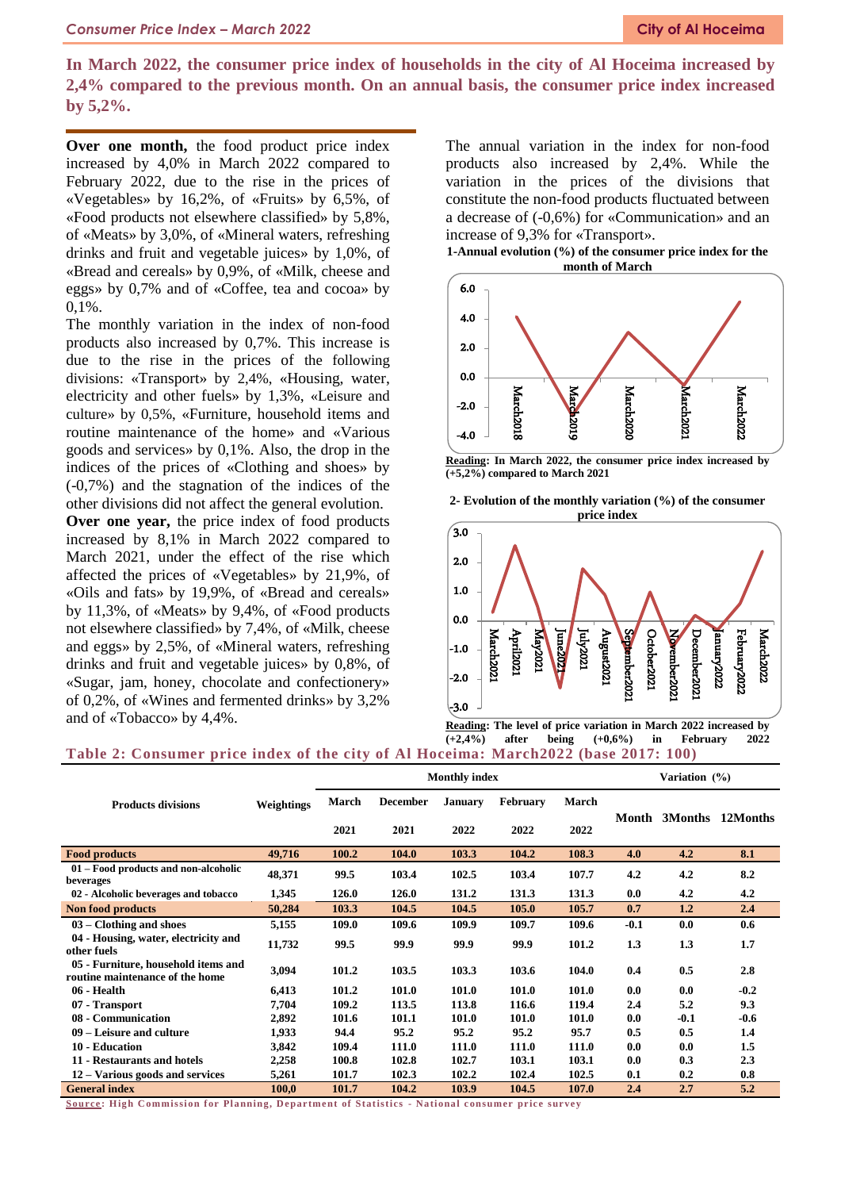**In March 2022, the consumer price index of households in the city of Al Hoceima increased by 2,4% compared to the previous month. On an annual basis, the consumer price index increased by 5,2%.**

**Over one month,** the food product price index increased by 4,0% in March 2022 compared to February 2022, due to the rise in the prices of «Vegetables» by 16,2%, of «Fruits» by 6,5%, of «Food products not elsewhere classified» by 5,8%, of «Meats» by 3,0%, of «Mineral waters, refreshing drinks and fruit and vegetable juices» by 1,0%, of «Bread and cereals» by 0,9%, of «Milk, cheese and eggs» by 0,7% and of «Coffee, tea and cocoa» by 0,1%.

The monthly variation in the index of non-food products also increased by 0,7%. This increase is due to the rise in the prices of the following divisions: «Transport» by 2,4%, «Housing, water, electricity and other fuels» by 1,3%, «Leisure and culture» by 0,5%, «Furniture, household items and routine maintenance of the home» and «Various goods and services» by 0,1%. Also, the drop in the indices of the prices of «Clothing and shoes» by (-0,7%) and the stagnation of the indices of the other divisions did not affect the general evolution.

**Over one year,** the price index of food products increased by 8,1% in March 2022 compared to March 2021, under the effect of the rise which affected the prices of «Vegetables» by 21,9%, of «Oils and fats» by 19,9%, of «Bread and cereals» by 11,3%, of «Meats» by 9,4%, of «Food products not elsewhere classified» by 7,4%, of «Milk, cheese and eggs» by 2,5%, of «Mineral waters, refreshing drinks and fruit and vegetable juices» by 0,8%, of «Sugar, jam, honey, chocolate and confectionery» of 0,2%, of «Wines and fermented drinks» by 3,2% and of «Tobacco» by 4,4%.

The annual variation in the index for non-food products also increased by 2,4%. While the variation in the prices of the divisions that constitute the non-food products fluctuated between a decrease of (-0,6%) for «Communication» and an increase of 9,3% for «Transport».

**1-Annual evolution (%) of the consumer price index for the month of March**

**Reading: In March 2022, the consumer price index increased by (+5,2%) compared to March 2021**

**2- Evolution of the monthly variation (%) of the consumer price index**

**Reading: The level of price variation in March 2022 increased by (+2,4%) after being (+0,6%) in February 2022**

**Table 2: Consumer price index of the city of Al Hoceima: March2022 (base 2017: 100)**

| Products divisions | Weightings | Monthly index | | | | | Variation (%) | | |
|---|---|---|---|---|---|---|---|---|---|
| | | March 2021 | December 2021 | January 2022 | February 2022 | March 2022 | Month | 3Months | 12Months |
| **Food products** | **49,716** | **100.2** | **104.0** | **103.3** | **104.2** | **108.3** | **4.0** | **4.2** | **8.1** |
| 01 – Food products and non-alcoholic beverages | 48,371 | 99.5 | 103.4 | 102.5 | 103.4 | 107.7 | 4.2 | 4.2 | 8.2 |
| 02 - Alcoholic beverages and tobacco | 1,345 | 126.0 | 126.0 | 131.2 | 131.3 | 131.3 | 0.0 | 4.2 | 4.2 |
| **Non food products** | **50,284** | **103.3** | **104.5** | **104.5** | **105.0** | **105.7** | **0.7** | **1.2** | **2.4** |
| 03 – Clothing and shoes | 5,155 | 109.0 | 109.6 | 109.9 | 109.7 | 109.6 | -0.1 | 0.0 | 0.6 |
| 04 - Housing, water, electricity and other fuels | 11,732 | 99.5 | 99.9 | 99.9 | 99.9 | 101.2 | 1.3 | 1.3 | 1.7 |
| 05 - Furniture, household items and routine maintenance of the home | 3,094 | 101.2 | 103.5 | 103.3 | 103.6 | 104.0 | 0.4 | 0.5 | 2.8 |
| 06 - Health | 6,413 | 101.2 | 101.0 | 101.0 | 101.0 | 101.0 | 0.0 | 0.0 | -0.2 |
| 07 - Transport | 7,704 | 109.2 | 113.5 | 113.8 | 116.6 | 119.4 | 2.4 | 5.2 | 9.3 |
| 08 - Communication | 2,892 | 101.6 | 101.1 | 101.0 | 101.0 | 101.0 | 0.0 | -0.1 | -0.6 |
| 09 – Leisure and culture | 1,933 | 94.4 | 95.2 | 95.2 | 95.2 | 95.7 | 0.5 | 0.5 | 1.4 |
| 10 - Education | 3,842 | 109.4 | 111.0 | 111.0 | 111.0 | 111.0 | 0.0 | 0.0 | 1.5 |
| 11 - Restaurants and hotels | 2,258 | 100.8 | 102.8 | 102.7 | 103.1 | 103.1 | 0.0 | 0.3 | 2.3 |
| 12 – Various goods and services | 5,261 | 101.7 | 102.3 | 102.2 | 102.4 | 102.5 | 0.1 | 0.2 | 0.8 |
| **General index** | **100,0** | **101.7** | **104.2** | **103.9** | **104.5** | **107.0** | **2.4** | **2.7** | **5.2** |

**Source: High Commission for Planning, Department of Statistics - National consumer price survey**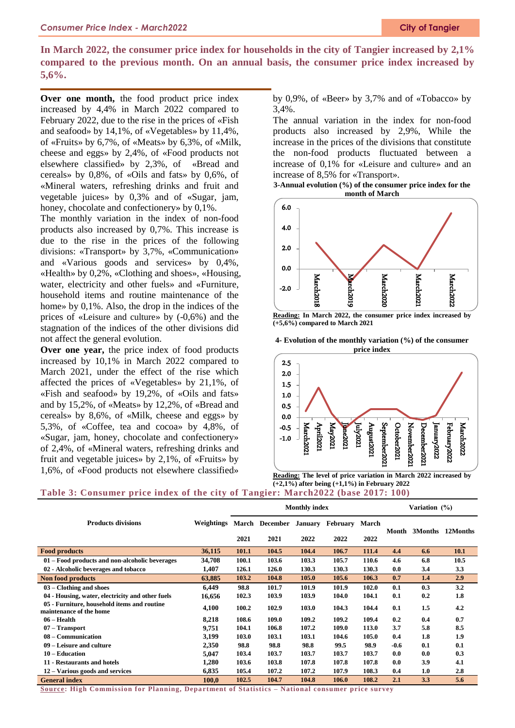**In March 2022, the consumer price index for households in the city of Tangier increased by 2,1% compared to the previous month. On an annual basis, the consumer price index increased by 5,6%.**

**Over one month,** the food product price index increased by 4,4% in March 2022 compared to February 2022, due to the rise in the prices of «Fish and seafood» by 14,1%, of «Vegetables» by 11,4%, of «Fruits» by 6,7%, of «Meats» by 6,3%, of «Milk, cheese and eggs» by 2,4%, of «Food products not elsewhere classified» by 2,3%, of «Bread and cereals» by 0,8%, of «Oils and fats» by 0,6%, of «Mineral waters, refreshing drinks and fruit and vegetable juices» by 0,3% and of «Sugar, jam, honey, chocolate and confectionery» by 0,1%.

The monthly variation in the index of non-food products also increased by 0,7%. This increase is due to the rise in the prices of the following divisions: «Transport» by 3,7%, «Communication» and «Various goods and services» by 0,4%, «Health» by 0,2%, «Clothing and shoes», «Housing, water, electricity and other fuels» and «Furniture, household items and routine maintenance of the home» by 0,1%. Also, the drop in the indices of the prices of «Leisure and culture» by (-0,6%) and the stagnation of the indices of the other divisions did not affect the general evolution.

**Over one year,** the price index of food products increased by 10,1% in March 2022 compared to March 2021, under the effect of the rise which affected the prices of «Vegetables» by 21,1%, of «Fish and seafood» by 19,2%, of «Oils and fats» and by 15,2%, of «Meats» by 12,2%, of «Bread and cereals» by 8,6%, of «Milk, cheese and eggs» by 5,3%, of «Coffee, tea and cocoa» by 4,8%, of «Sugar, jam, honey, chocolate and confectionery» of 2,4%, of «Mineral waters, refreshing drinks and fruit and vegetable juices» by 2,1%, of «Fruits» by 1,6%, of «Food products not elsewhere classified» by 0,9%, of «Beer» by 3,7% and of «Tobacco» by 3,4%.

The annual variation in the index for non-food products also increased by 2,9%, While the increase in the prices of the divisions that constitute the non-food products fluctuated between a increase of 0,1% for «Leisure and culture» and an increase of 8,5% for «Transport».

**3-Annual evolution (%) of the consumer price index for the month of March**

**Reading:** In March 2022, the consumer price index increased by (+5,6%) compared to March 2021

**4- Evolution of the monthly variation (%) of the consumer price index**

**Reading:** The level of price variation in March 2022 increased by (+2,1%) after being (+1,1%) in February 2022

**Table 3: Consumer price index of the city of Tangier: March2022 (base 2017: 100)**

| Products divisions | Weightings | Monthly index | | | | | Variation (%) | | |
|---|---|---|---|---|---|---|---|---|---|
| | | March 2021 | December 2021 | January 2022 | February 2022 | March 2022 | Month | 3Months | 12Months |
| **Food products** | **36,115** | **101.1** | **104.5** | **104.4** | **106.7** | **111.4** | **4.4** | **6.6** | **10.1** |
| 01 – Food products and non-alcoholic beverages | 34,708 | 100.1 | 103.6 | 103.3 | 105.7 | 110.6 | 4.6 | 6.8 | 10.5 |
| 02 - Alcoholic beverages and tobacco | 1,407 | 126.1 | 126.0 | 130.3 | 130.3 | 130.3 | 0.0 | 3.4 | 3.3 |
| **Non food products** | **63,885** | **103.2** | **104.8** | **105.0** | **105.6** | **106.3** | **0.7** | **1.4** | **2.9** |
| 03 – Clothing and shoes | 6,449 | 98.8 | 101.7 | 101.9 | 101.9 | 102.0 | 0.1 | 0.3 | 3.2 |
| 04 - Housing, water, electricity and other fuels | 16,656 | 102.3 | 103.9 | 103.9 | 104.0 | 104.1 | 0.1 | 0.2 | 1.8 |
| 05 - Furniture, household items and routine maintenance of the home | 4,100 | 100.2 | 102.9 | 103.0 | 104.3 | 104.4 | 0.1 | 1.5 | 4.2 |
| 06 – Health | 8,218 | 108.6 | 109.0 | 109.2 | 109.2 | 109.4 | 0.2 | 0.4 | 0.7 |
| 07 – Transport | 9,751 | 104.1 | 106.8 | 107.2 | 109.0 | 113.0 | 3.7 | 5.8 | 8.5 |
| 08 – Communication | 3,199 | 103.0 | 103.1 | 103.1 | 104.6 | 105.0 | 0.4 | 1.8 | 1.9 |
| 09 – Leisure and culture | 2,350 | 98.8 | 98.8 | 98.8 | 99.5 | 98.9 | -0.6 | 0.1 | 0.1 |
| 10 – Education | 5,047 | 103.4 | 103.7 | 103.7 | 103.7 | 103.7 | 0.0 | 0.0 | 0.3 |
| 11 - Restaurants and hotels | 1,280 | 103.6 | 103.8 | 107.8 | 107.8 | 107.8 | 0.0 | 3.9 | 4.1 |
| 12 – Various goods and services | 6,835 | 105.4 | 107.2 | 107.2 | 107.9 | 108.3 | 0.4 | 1.0 | 2.8 |
| **General index** | **100,0** | **102.5** | **104.7** | **104.8** | **106.0** | **108.2** | **2.1** | **3.3** | **5.6** |

**Source: High Commission for Planning, Department of Statistics – National consumer price survey**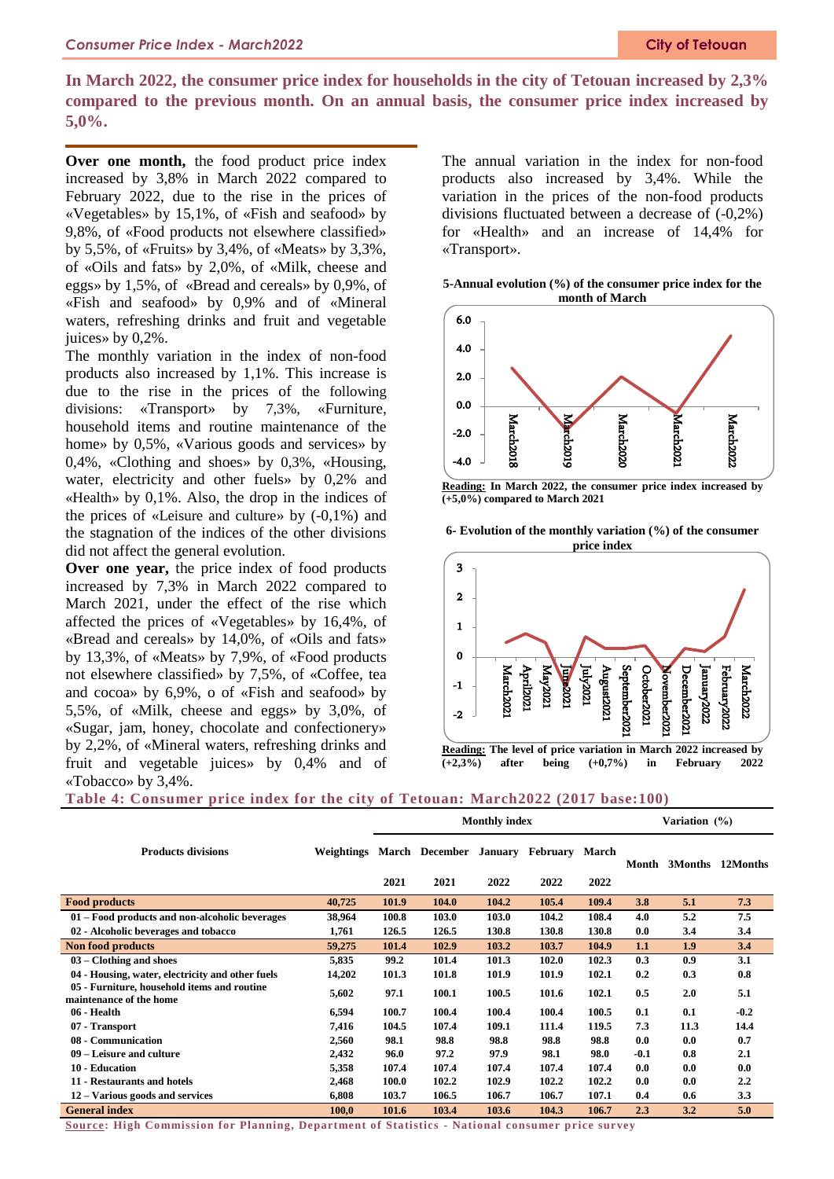**In March 2022, the consumer price index for households in the city of Tetouan increased by 2,3% compared to the previous month. On an annual basis, the consumer price index increased by 5,0%.**

**Over one month,** the food product price index increased by 3,8% in March 2022 compared to February 2022, due to the rise in the prices of «Vegetables» by 15,1%, of «Fish and seafood» by 9,8%, of «Food products not elsewhere classified» by 5,5%, of «Fruits» by 3,4%, of «Meats» by 3,3%, of «Oils and fats» by 2,0%, of «Milk, cheese and eggs» by 1,5%, of «Bread and cereals» by 0,9%, of «Fish and seafood» by 0,9% and of «Mineral waters, refreshing drinks and fruit and vegetable juices» by 0,2%.

The monthly variation in the index of non-food products also increased by 1,1%. This increase is due to the rise in the prices of the following divisions: «Transport» by 7,3%, «Furniture, household items and routine maintenance of the home» by 0,5%, «Various goods and services» by 0,4%, «Clothing and shoes» by 0,3%, «Housing, water, electricity and other fuels» by 0,2% and «Health» by 0,1%. Also, the drop in the indices of the prices of «Leisure and culture» by (-0,1%) and the stagnation of the indices of the other divisions did not affect the general evolution.

**Over one year,** the price index of food products increased by 7,3% in March 2022 compared to March 2021, under the effect of the rise which affected the prices of «Vegetables» by 16,4%, of «Bread and cereals» by 14,0%, of «Oils and fats» by 13,3%, of «Meats» by 7,9%, of «Food products not elsewhere classified» by 7,5%, of «Coffee, tea and cocoa» by 6,9%, o of «Fish and seafood» by 5,5%, of «Milk, cheese and eggs» by 3,0%, of «Sugar, jam, honey, chocolate and confectionery» by 2,2%, of «Mineral waters, refreshing drinks and fruit and vegetable juices» by 0,4% and of «Tobacco» by 3,4%.

The annual variation in the index for non-food products also increased by 3,4%. While the variation in the prices of the non-food products divisions fluctuated between a decrease of (-0,2%) for «Health» and an increase of 14,4% for «Transport».

**5-Annual evolution (%) of the consumer price index for the month of March**

6.0
4.0
2.0
0.0
-2.0
-4.0
March2018
March2019
March2020
March2021
March2022

**Reading: In March 2022, the consumer price index increased by (+5,0%) compared to March 2021**

**6- Evolution of the monthly variation (%) of the consumer price index**

3
2
1
0
-1
-2
March2021
April2021
May2021
June2021
July2021
August2021
September2021
October2021
November2021
December2021
January2022
February2022
March2022

**Reading: The level of price variation in March 2022 increased by (+2,3%) after being (+0,7%) in February 2022**

**Table 4: Consumer price index for the city of Tetouan: March2022 (2017 base:100)**

| Products divisions | Weightings | Monthly index | | | | | Variation (%) | | |
|---|---|---|---|---|---|---|---|---|---|
| | | March 2021 | December 2021 | January 2022 | February 2022 | March 2022 | Month | 3Months | 12Months |
| **Food products** | **40,725** | **101.9** | **104.0** | **104.2** | **105.4** | **109.4** | **3.8** | **5.1** | **7.3** |
| 01 – Food products and non-alcoholic beverages | 38,964 | 100.8 | 103.0 | 103.0 | 104.2 | 108.4 | 4.0 | 5.2 | 7.5 |
| 02 - Alcoholic beverages and tobacco | 1,761 | 126.5 | 126.5 | 130.8 | 130.8 | 130.8 | 0.0 | 3.4 | 3.4 |
| **Non food products** | **59,275** | **101.4** | **102.9** | **103.2** | **103.7** | **104.9** | **1.1** | **1.9** | **3.4** |
| 03 – Clothing and shoes | 5,835 | 99.2 | 101.4 | 101.3 | 102.0 | 102.3 | 0.3 | 0.9 | 3.1 |
| 04 - Housing, water, electricity and other fuels | 14,202 | 101.3 | 101.8 | 101.9 | 101.9 | 102.1 | 0.2 | 0.3 | 0.8 |
| 05 - Furniture, household items and routine maintenance of the home | 5,602 | 97.1 | 100.1 | 100.5 | 101.6 | 102.1 | 0.5 | 2.0 | 5.1 |
| 06 - Health | 6,594 | 100.7 | 100.4 | 100.4 | 100.4 | 100.5 | 0.1 | 0.1 | -0.2 |
| 07 - Transport | 7,416 | 104.5 | 107.4 | 109.1 | 111.4 | 119.5 | 7.3 | 11.3 | 14.4 |
| 08 - Communication | 2,560 | 98.1 | 98.8 | 98.8 | 98.8 | 98.8 | 0.0 | 0.0 | 0.7 |
| 09 – Leisure and culture | 2,432 | 96.0 | 97.2 | 97.9 | 98.1 | 98.0 | -0.1 | 0.8 | 2.1 |
| 10 - Education | 5,358 | 107.4 | 107.4 | 107.4 | 107.4 | 107.4 | 0.0 | 0.0 | 0.0 |
| 11 - Restaurants and hotels | 2,468 | 100.0 | 102.2 | 102.9 | 102.2 | 102.2 | 0.0 | 0.0 | 2.2 |
| 12 – Various goods and services | 6,808 | 103.7 | 106.5 | 106.7 | 106.7 | 107.1 | 0.4 | 0.6 | 3.3 |
| **General index** | **100,0** | **101.6** | **103.4** | **103.6** | **104.3** | **106.7** | **2.3** | **3.2** | **5.0** |

**Source: High Commission for Planning, Department of Statistics - National consumer price survey**